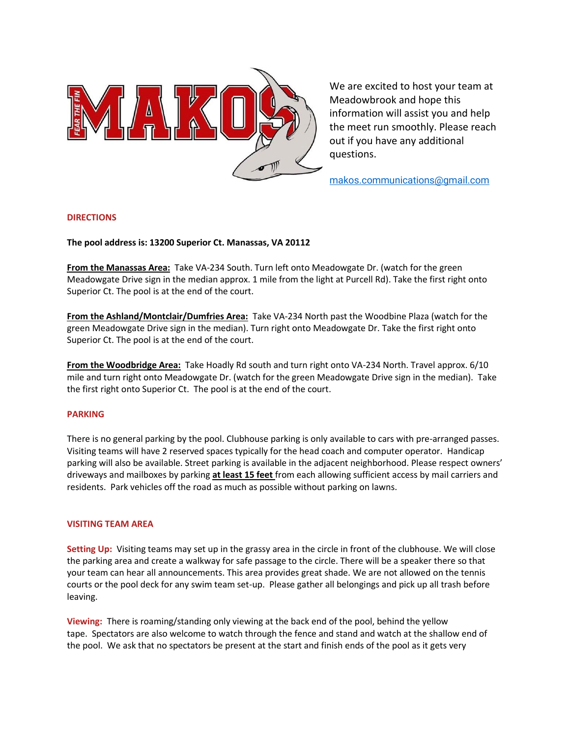We are excited to host your team at Meadowbrook and hope this information will assist you and help the meet run smoothly. Please reach out if you have any additional questions.

makos.communications@gmail.com

## DIRECTIONS

**The pool address is: 13200 Superior Ct. Manassas, VA 20112**

**From the Manassas Area:** Take VA-234 South. Turn left onto Meadowgate Dr. (watch for the green Meadowgate Drive sign in the median approx. 1 mile from the light at Purcell Rd). Take the first right onto Superior Ct. The pool is at the end of the court.

**From the Ashland/Montclair/Dumfries Area:** Take VA-234 North past the Woodbine Plaza (watch for the green Meadowgate Drive sign in the median). Turn right onto Meadowgate Dr. Take the first right onto Superior Ct. The pool is at the end of the court.

**From the Woodbridge Area:** Take Hoadly Rd south and turn right onto VA-234 North. Travel approx. 6/10 mile and turn right onto Meadowgate Dr. (watch for the green Meadowgate Drive sign in the median). Take the first right onto Superior Ct. The pool is at the end of the court.

## PARKING

There is no general parking by the pool. Clubhouse parking is only available to cars with pre-arranged passes. Visiting teams will have 2 reserved spaces typically for the head coach and computer operator. Handicap parking will also be available. Street parking is available in the adjacent neighborhood. Please respect owners' driveways and mailboxes by parking **at least 15 feet** from each allowing sufficient access by mail carriers and residents. Park vehicles off the road as much as possible without parking on lawns.

## VISITING TEAM AREA

**Setting Up:** Visiting teams may set up in the grassy area in the circle in front of the clubhouse. We will close the parking area and create a walkway for safe passage to the circle. There will be a speaker there so that your team can hear all announcements. This area provides great shade. We are not allowed on the tennis courts or the pool deck for any swim team set-up. Please gather all belongings and pick up all trash before leaving.

**Viewing:** There is roaming/standing only viewing at the back end of the pool, behind the yellow tape. Spectators are also welcome to watch through the fence and stand and watch at the shallow end of the pool. We ask that no spectators be present at the start and finish ends of the pool as it gets very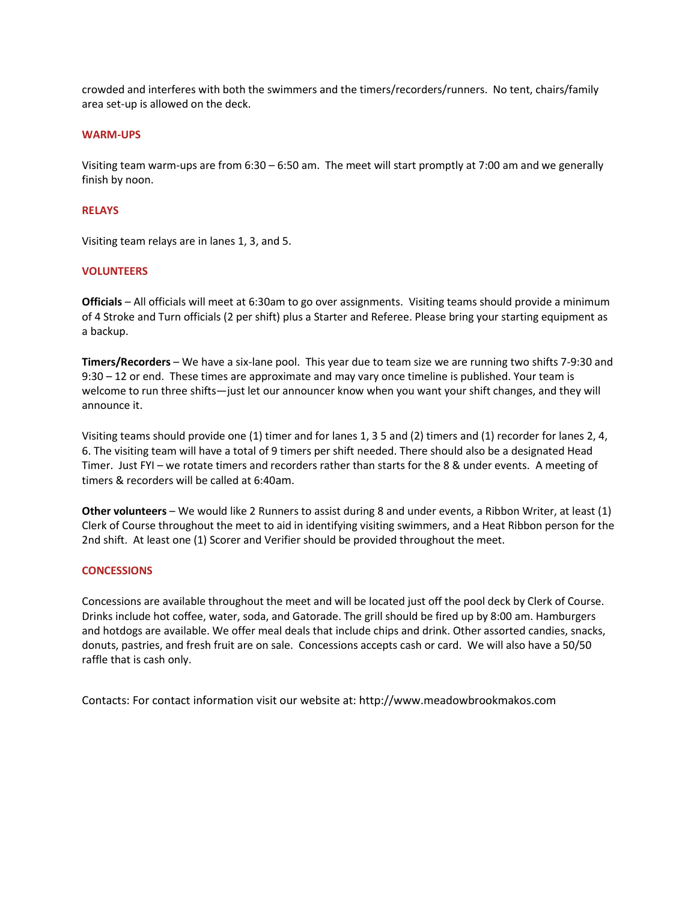crowded and interferes with both the swimmers and the timers/recorders/runners. No tent, chairs/family area set-up is allowed on the deck.

## WARM-UPS

Visiting team warm-ups are from 6:30 – 6:50 am. The meet will start promptly at 7:00 am and we generally finish by noon.

## RELAYS

Visiting team relays are in lanes 1, 3, and 5.

## VOLUNTEERS

**Officials** – All officials will meet at 6:30am to go over assignments. Visiting teams should provide a minimum of 4 Stroke and Turn officials (2 per shift) plus a Starter and Referee. Please bring your starting equipment as a backup.

**Timers/Recorders** – We have a six-lane pool. This year due to team size we are running two shifts 7-9:30 and 9:30 – 12 or end. These times are approximate and may vary once timeline is published. Your team is welcome to run three shifts—just let our announcer know when you want your shift changes, and they will announce it.

Visiting teams should provide one (1) timer and for lanes 1, 3 5 and (2) timers and (1) recorder for lanes 2, 4, 6. The visiting team will have a total of 9 timers per shift needed. There should also be a designated Head Timer. Just FYI – we rotate timers and recorders rather than starts for the 8 & under events. A meeting of timers & recorders will be called at 6:40am.

**Other volunteers** – We would like 2 Runners to assist during 8 and under events, a Ribbon Writer, at least (1) Clerk of Course throughout the meet to aid in identifying visiting swimmers, and a Heat Ribbon person for the 2nd shift. At least one (1) Scorer and Verifier should be provided throughout the meet.

## CONCESSIONS

Concessions are available throughout the meet and will be located just off the pool deck by Clerk of Course. Drinks include hot coffee, water, soda, and Gatorade. The grill should be fired up by 8:00 am. Hamburgers and hotdogs are available. We offer meal deals that include chips and drink. Other assorted candies, snacks, donuts, pastries, and fresh fruit are on sale. Concessions accepts cash or card. We will also have a 50/50 raffle that is cash only.

Contacts: For contact information visit our website at: http://www.meadowbrookmakos.com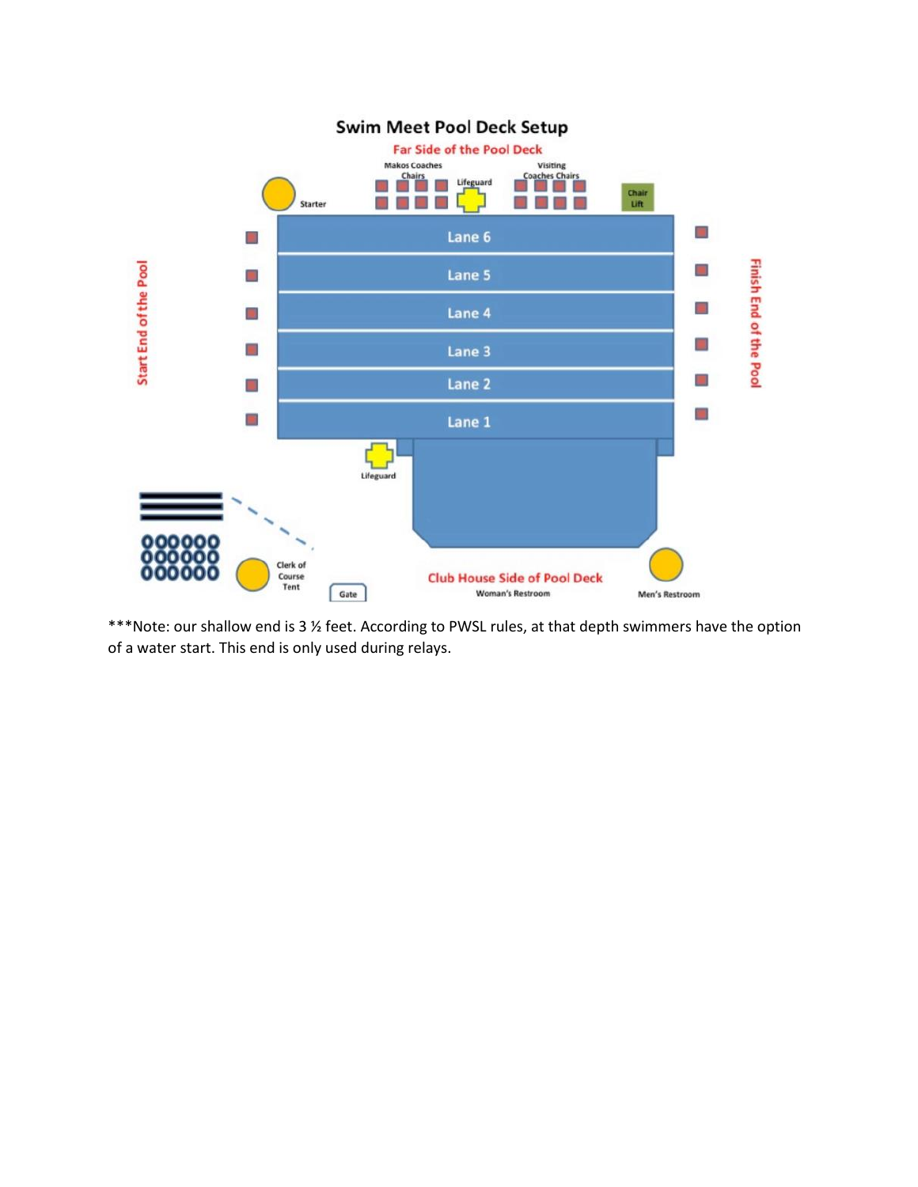# Swim Meet Pool Deck Setup

Far Side of the Pool Deck

Makos Coaches Chairs

Lifeguard

Visiting Coaches Chairs

Chair Lift

Starter

Start End of the Pool

Lane 6

Lane 5

Lane 4

Lane 3

Lane 2

Lane 1

Finish End of the Pool

Lifeguard

Clerk of Course Tent

Gate

Club House Side of Pool Deck

Woman's Restroom

Men's Restroom

***Note: our shallow end is 3 ½ feet. According to PWSL rules, at that depth swimmers have the option of a water start. This end is only used during relays.